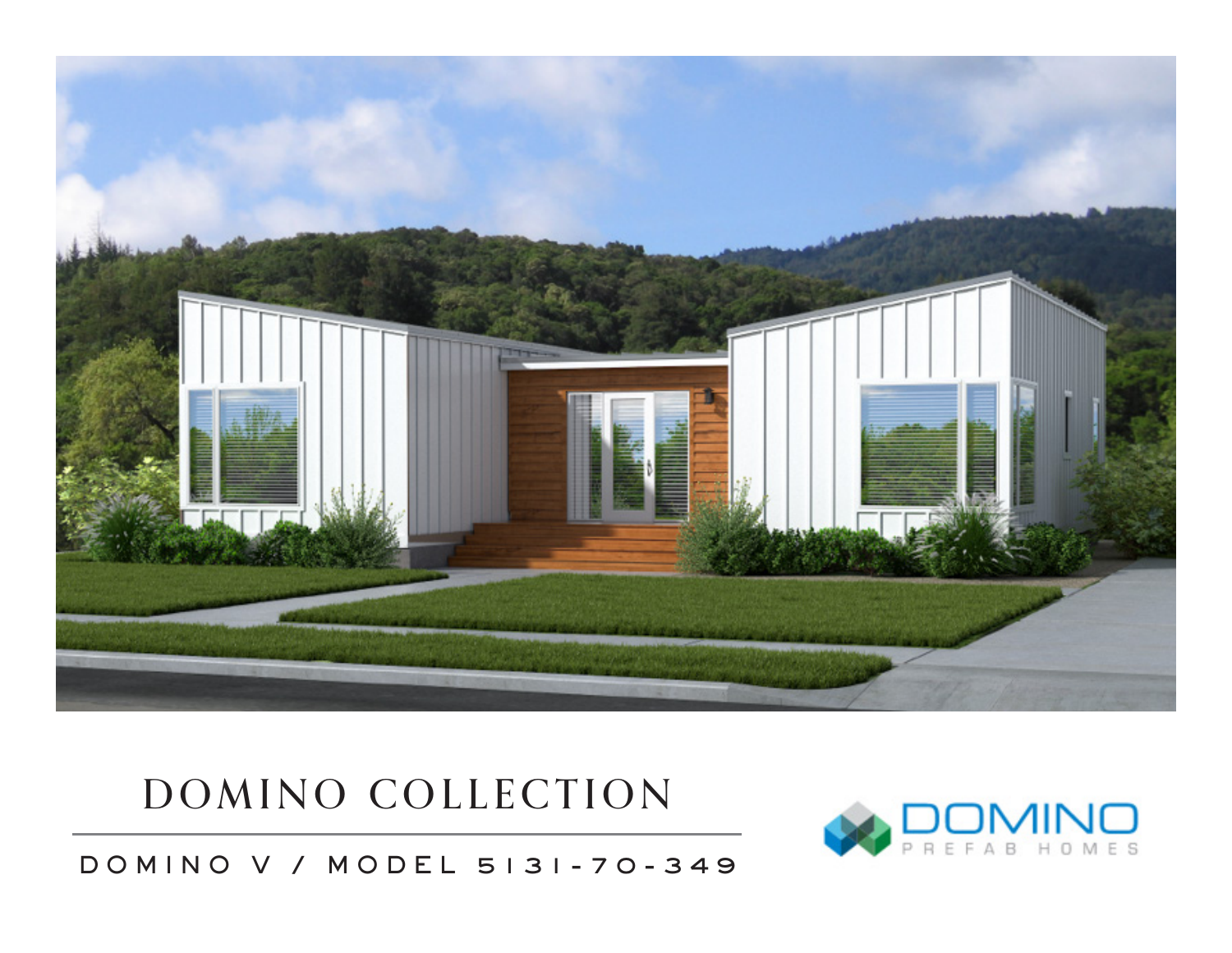# DOMINO COLLECTION

DOMINO V / MODEL 5131-70-349

DOMINO
PREFAB HOMES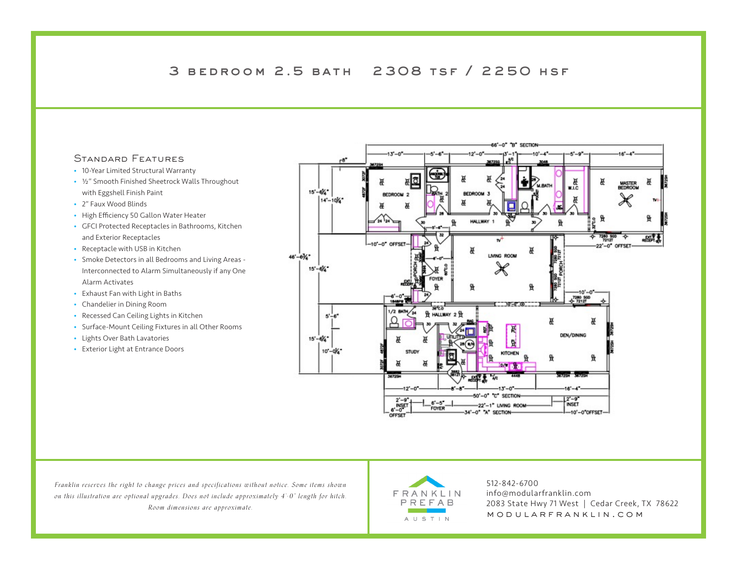# 3 BEDROOM 2.5 BATH 2308 TSF / 2250 HSF

## Standard Features

- 10-Year Limited Structural Warranty
- ½" Smooth Finished Sheetrock Walls Throughout with Eggshell Finish Paint
- 2" Faux Wood Blinds
- High Efficiency 50 Gallon Water Heater
- GFCI Protected Receptacles in Bathrooms, Kitchen and Exterior Receptacles
- Receptacle with USB in Kitchen
- Smoke Detectors in all Bedrooms and Living Areas - Interconnected to Alarm Simultaneously if any One Alarm Activates
- Exhaust Fan with Light in Baths
- Chandelier in Dining Room
- Recessed Can Ceiling Lights in Kitchen
- Surface-Mount Ceiling Fixtures in all Other Rooms
- Lights Over Bath Lavatories
- Exterior Light at Entrance Doors

66'-0" "B" SECTION
13'-0" 5'-6" 12'-0" 3'-1" 10'-4" 5'-9" 16'-4"
BEDROOM 2
BATH 2
BEDROOM 3
M.BATH
W.I.C
MASTER BEDROOM
HALLWAY 1
10'-0" OFFSET
22'-0" OFFSET
LIVING ROOM
FOYER
PORCH
1/2 BATH
HALLWAY 2
UTILITY
STUDY
KITCHEN
DEN/DINING
15'-6¾"
14'-10¾"
46'-6¾"
15'-6¾"
5'-6"
15'-6¾"
10'-0¾"
12'-0" 8'-8" 13'-0" 16'-4"
50'-0" "C" SECTION
2'-9" INSET
6'-0" OFFSET
6'-5" FOYER
22'-1" LIVING ROOM
34'-0" "A" SECTION
2'-9" INSET
10'-0" OFFSET

*Franklin reserves the right to change prices and specifications without notice. Some items shown on this illustration are optional upgrades. Does not include approximately 4'-0" length for hitch. Room dimensions are approximate.*

FRANKLIN PREFAB AUSTIN

512-842-6700
info@modularfranklin.com
2083 State Hwy 71 West | Cedar Creek, TX 78622
MODULARFRANKLIN.COM